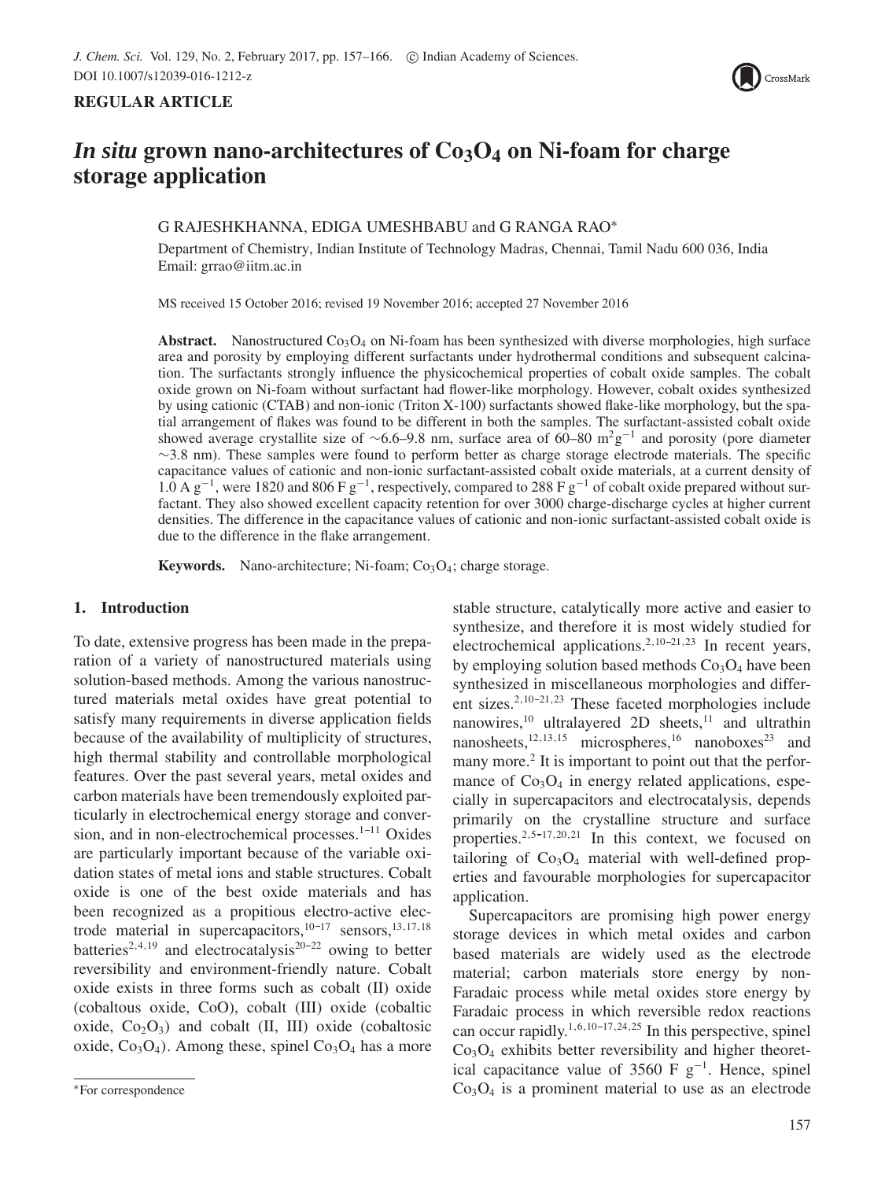**REGULAR ARTICLE**

# *In situ* grown nano-architectures of $Co_3O_4$ on Ni-foam for charge storage application

G RAJESHKHANNA, EDIGA UMESHBABU and G RANGA RAO*

Department of Chemistry, Indian Institute of Technology Madras, Chennai, Tamil Nadu 600 036, India
Email: grrao@iitm.ac.in

MS received 15 October 2016; revised 19 November 2016; accepted 27 November 2016

**Abstract.** Nanostructured $Co_3O_4$ on Ni-foam has been synthesized with diverse morphologies, high surface area and porosity by employing different surfactants under hydrothermal conditions and subsequent calcination. The surfactants strongly influence the physicochemical properties of cobalt oxide samples. The cobalt oxide grown on Ni-foam without surfactant had flower-like morphology. However, cobalt oxides synthesized by using cationic (CTAB) and non-ionic (Triton X-100) surfactants showed flake-like morphology, but the spatial arrangement of flakes was found to be different in both the samples. The surfactant-assisted cobalt oxide showed average crystallite size of ~6.6–9.8 nm, surface area of 60–80 $m^2g^{-1}$ and porosity (pore diameter ~3.8 nm). These samples were found to perform better as charge storage electrode materials. The specific capacitance values of cationic and non-ionic surfactant-assisted cobalt oxide materials, at a current density of 1.0 A $g^{-1}$, were 1820 and 806 F $g^{-1}$, respectively, compared to 288 F $g^{-1}$ of cobalt oxide prepared without surfactant. They also showed excellent capacity retention for over 3000 charge-discharge cycles at higher current densities. The difference in the capacitance values of cationic and non-ionic surfactant-assisted cobalt oxide is due to the difference in the flake arrangement.

**Keywords.** Nano-architecture; Ni-foam; $Co_3O_4$; charge storage.

## 1. Introduction

To date, extensive progress has been made in the preparation of a variety of nanostructured materials using solution-based methods. Among the various nanostructured materials metal oxides have great potential to satisfy many requirements in diverse application fields because of the availability of multiplicity of structures, high thermal stability and controllable morphological features. Over the past several years, metal oxides and carbon materials have been tremendously exploited particularly in electrochemical energy storage and conversion, and in non-electrochemical processes.[1–11] Oxides are particularly important because of the variable oxidation states of metal ions and stable structures. Cobalt oxide is one of the best oxide materials and has been recognized as a propitious electro-active electrode material in supercapacitors,[10–17] sensors,[13,17,18] batteries[2,4,19] and electrocatalysis[20–22] owing to better reversibility and environment-friendly nature. Cobalt oxide exists in three forms such as cobalt (II) oxide (cobaltous oxide, CoO), cobalt (III) oxide (cobaltic oxide, $Co_2O_3$) and cobalt (II, III) oxide (cobaltosic oxide, $Co_3O_4$). Among these, spinel $Co_3O_4$ has a more stable structure, catalytically more active and easier to synthesize, and therefore it is most widely studied for electrochemical applications.[2,10–21,23] In recent years, by employing solution based methods $Co_3O_4$ have been synthesized in miscellaneous morphologies and different sizes.[2,10–21,23] These faceted morphologies include nanowires,[10] ultralayered 2D sheets,[11] and ultrathin nanosheets,[12,13,15] microspheres,[16] nanoboxes[23] and many more.[2] It is important to point out that the performance of $Co_3O_4$ in energy related applications, especially in supercapacitors and electrocatalysis, depends primarily on the crystalline structure and surface properties.[2,5–17,20,21] In this context, we focused on tailoring of $Co_3O_4$ material with well-defined properties and favourable morphologies for supercapacitor application.

Supercapacitors are promising high power energy storage devices in which metal oxides and carbon based materials are widely used as the electrode material; carbon materials store energy by non-Faradaic process while metal oxides store energy by Faradaic process in which reversible redox reactions can occur rapidly.[1,6,10–17,24,25] In this perspective, spinel $Co_3O_4$ exhibits better reversibility and higher theoretical capacitance value of 3560 F $g^{-1}$. Hence, spinel $Co_3O_4$ is a prominent material to use as an electrode

*For correspondence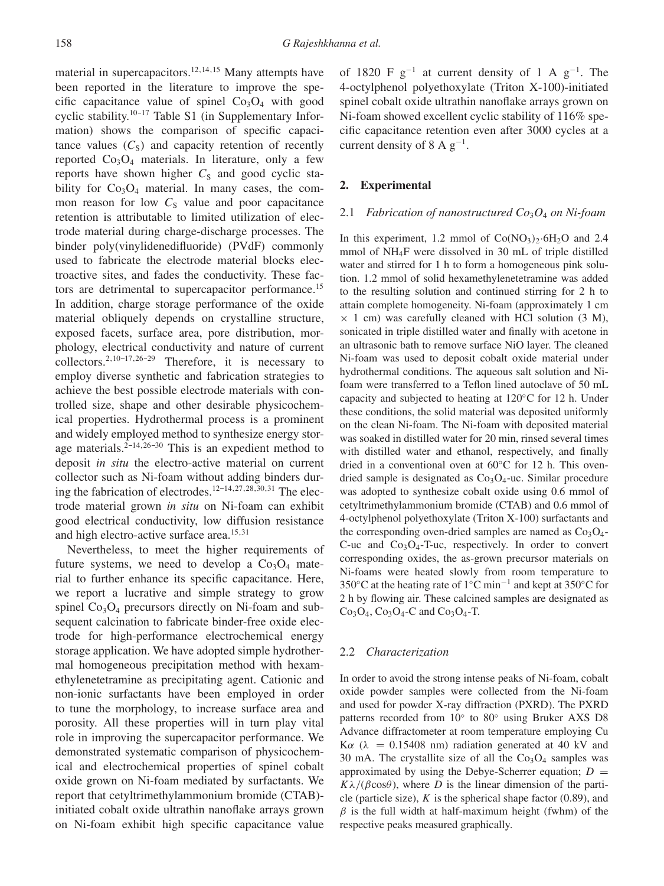material in supercapacitors.[12,14,15] Many attempts have been reported in the literature to improve the specific capacitance value of spinel $Co_3O_4$ with good cyclic stability.[10–17] Table S1 (in Supplementary Information) shows the comparison of specific capacitance values ($C_S$) and capacity retention of recently reported $Co_3O_4$ materials. In literature, only a few reports have shown higher $C_S$ and good cyclic stability for $Co_3O_4$ material. In many cases, the common reason for low $C_S$ value and poor capacitance retention is attributable to limited utilization of electrode material during charge-discharge processes. The binder poly(vinylidenedifluoride) (PVdF) commonly used to fabricate the electrode material blocks electroactive sites, and fades the conductivity. These factors are detrimental to supercapacitor performance.[15] In addition, charge storage performance of the oxide material obliquely depends on crystalline structure, exposed facets, surface area, pore distribution, morphology, electrical conductivity and nature of current collectors.[2,10–17,26–29] Therefore, it is necessary to employ diverse synthetic and fabrication strategies to achieve the best possible electrode materials with controlled size, shape and other desirable physicochemical properties. Hydrothermal process is a prominent and widely employed method to synthesize energy storage materials.[2–14,26–30] This is an expedient method to deposit *in situ* the electro-active material on current collector such as Ni-foam without adding binders during the fabrication of electrodes.[12–14,27,28,30,31] The electrode material grown *in situ* on Ni-foam can exhibit good electrical conductivity, low diffusion resistance and high electro-active surface area.[15,31]

Nevertheless, to meet the higher requirements of future systems, we need to develop a $Co_3O_4$ material to further enhance its specific capacitance. Here, we report a lucrative and simple strategy to grow spinel $Co_3O_4$ precursors directly on Ni-foam and subsequent calcination to fabricate binder-free oxide electrode for high-performance electrochemical energy storage application. We have adopted simple hydrothermal homogeneous precipitation method with hexamethylenetetramine as precipitating agent. Cationic and non-ionic surfactants have been employed in order to tune the morphology, to increase surface area and porosity. All these properties will in turn play vital role in improving the supercapacitor performance. We demonstrated systematic comparison of physicochemical and electrochemical properties of spinel cobalt oxide grown on Ni-foam mediated by surfactants. We report that cetyltrimethylammonium bromide (CTAB)-initiated cobalt oxide ultrathin nanoflake arrays grown on Ni-foam exhibit high specific capacitance value of 1820 F $g^{-1}$ at current density of 1 A $g^{-1}$. The 4-octylphenol polyethoxylate (Triton X-100)-initiated spinel cobalt oxide ultrathin nanoflake arrays grown on Ni-foam showed excellent cyclic stability of 116% specific capacitance retention even after 3000 cycles at a current density of 8 A $g^{-1}$.

## 2. Experimental

### 2.1 *Fabrication of nanostructured $Co_3O_4$ on Ni-foam*

In this experiment, 1.2 mmol of $Co(NO_3)_2{\cdot}6H_2O$ and 2.4 mmol of $NH_4F$ were dissolved in 30 mL of triple distilled water and stirred for 1 h to form a homogeneous pink solution. 1.2 mmol of solid hexamethylenetetramine was added to the resulting solution and continued stirring for 2 h to attain complete homogeneity. Ni-foam (approximately 1 cm × 1 cm) was carefully cleaned with HCl solution (3 M), sonicated in triple distilled water and finally with acetone in an ultrasonic bath to remove surface NiO layer. The cleaned Ni-foam was used to deposit cobalt oxide material under hydrothermal conditions. The aqueous salt solution and Ni-foam were transferred to a Teflon lined autoclave of 50 mL capacity and subjected to heating at 120°C for 12 h. Under these conditions, the solid material was deposited uniformly on the clean Ni-foam. The Ni-foam with deposited material was soaked in distilled water for 20 min, rinsed several times with distilled water and ethanol, respectively, and finally dried in a conventional oven at 60°C for 12 h. This oven-dried sample is designated as $Co_3O_4$-uc. Similar procedure was adopted to synthesize cobalt oxide using 0.6 mmol of cetyltrimethylammonium bromide (CTAB) and 0.6 mmol of 4-octylphenol polyethoxylate (Triton X-100) surfactants and the corresponding oven-dried samples are named as $Co_3O_4$-C-uc and $Co_3O_4$-T-uc, respectively. In order to convert corresponding oxides, the as-grown precursor materials on Ni-foams were heated slowly from room temperature to 350°C at the heating rate of 1°C $min^{-1}$ and kept at 350°C for 2 h by flowing air. These calcined samples are designated as $Co_3O_4$, $Co_3O_4$-C and $Co_3O_4$-T.

### 2.2 *Characterization*

In order to avoid the strong intense peaks of Ni-foam, cobalt oxide powder samples were collected from the Ni-foam and used for powder X-ray diffraction (PXRD). The PXRD patterns recorded from 10° to 80° using Bruker AXS D8 Advance diffractometer at room temperature employing Cu K$\alpha$ ($\lambda$ = 0.15408 nm) radiation generated at 40 kV and 30 mA. The crystallite size of all the $Co_3O_4$ samples was approximated by using the Debye-Scherrer equation; $D = K\lambda/(\beta\cos\theta)$, where $D$ is the linear dimension of the particle (particle size), $K$ is the spherical shape factor (0.89), and $\beta$ is the full width at half-maximum height (fwhm) of the respective peaks measured graphically.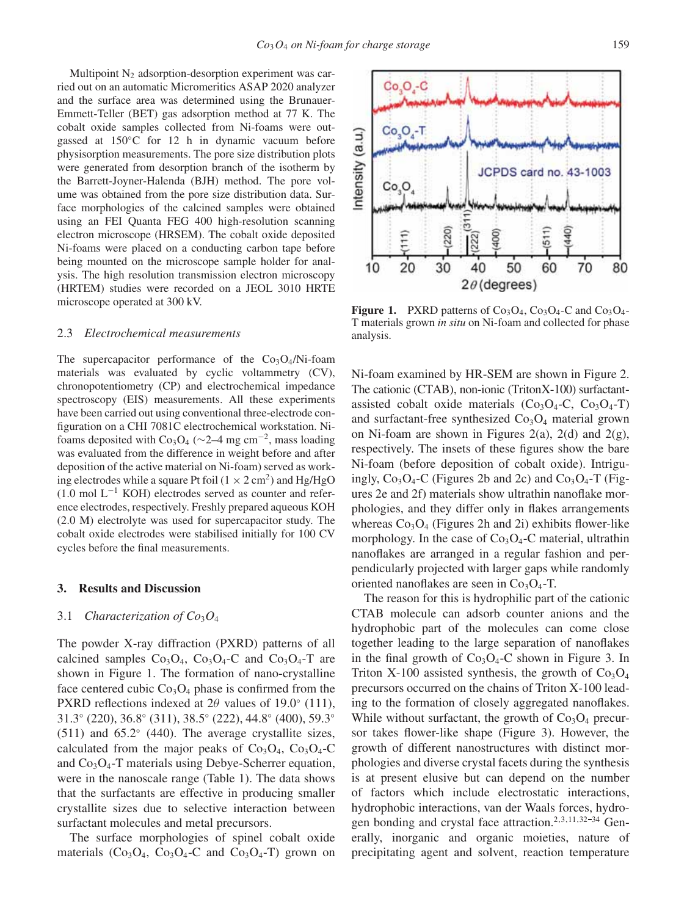Multipoint $N_2$ adsorption-desorption experiment was carried out on an automatic Micromeritics ASAP 2020 analyzer and the surface area was determined using the Brunauer-Emmett-Teller (BET) gas adsorption method at 77 K. The cobalt oxide samples collected from Ni-foams were outgassed at 150°C for 12 h in dynamic vacuum before physisorption measurements. The pore size distribution plots were generated from desorption branch of the isotherm by the Barrett-Joyner-Halenda (BJH) method. The pore volume was obtained from the pore size distribution data. Surface morphologies of the calcined samples were obtained using an FEI Quanta FEG 400 high-resolution scanning electron microscope (HRSEM). The cobalt oxide deposited Ni-foams were placed on a conducting carbon tape before being mounted on the microscope sample holder for analysis. The high resolution transmission electron microscopy (HRTEM) studies were recorded on a JEOL 3010 HRTE microscope operated at 300 kV.

### 2.3 *Electrochemical measurements*

The supercapacitor performance of the $Co_3O_4$/Ni-foam materials was evaluated by cyclic voltammetry (CV), chronopotentiometry (CP) and electrochemical impedance spectroscopy (EIS) measurements. All these experiments have been carried out using conventional three-electrode configuration on a CHI 7081C electrochemical workstation. Ni-foams deposited with $Co_3O_4$ (~2–4 mg cm$^{-2}$, mass loading was evaluated from the difference in weight before and after deposition of the active material on Ni-foam) served as working electrodes while a square Pt foil ($1 \times 2$ cm$^2$) and Hg/HgO (1.0 mol L$^{-1}$ KOH) electrodes served as counter and reference electrodes, respectively. Freshly prepared aqueous KOH (2.0 M) electrolyte was used for supercapacitor study. The cobalt oxide electrodes were stabilised initially for 100 CV cycles before the final measurements.

## 3. Results and Discussion

### 3.1 *Characterization of $Co_3O_4$*

The powder X-ray diffraction (PXRD) patterns of all calcined samples $Co_3O_4$, $Co_3O_4$-C and $Co_3O_4$-T are shown in Figure 1. The formation of nano-crystalline face centered cubic $Co_3O_4$ phase is confirmed from the PXRD reflections indexed at $2\theta$ values of 19.0° (111), 31.3° (220), 36.8° (311), 38.5° (222), 44.8° (400), 59.3° (511) and 65.2° (440). The average crystallite sizes, calculated from the major peaks of $Co_3O_4$, $Co_3O_4$-C and $Co_3O_4$-T materials using Debye-Scherrer equation, were in the nanoscale range (Table 1). The data shows that the surfactants are effective in producing smaller crystallite sizes due to selective interaction between surfactant molecules and metal precursors.

The surface morphologies of spinel cobalt oxide materials ($Co_3O_4$, $Co_3O_4$-C and $Co_3O_4$-T) grown on Ni-foam examined by HR-SEM are shown in Figure 2. The cationic (CTAB), non-ionic (TritonX-100) surfactant-assisted cobalt oxide materials ($Co_3O_4$-C, $Co_3O_4$-T) and surfactant-free synthesized $Co_3O_4$ material grown on Ni-foam are shown in Figures 2(a), 2(d) and 2(g), respectively. The insets of these figures show the bare Ni-foam (before deposition of cobalt oxide). Intriguingly, $Co_3O_4$-C (Figures 2b and 2c) and $Co_3O_4$-T (Figures 2e and 2f) materials show ultrathin nanoflake morphologies, and they differ only in flakes arrangements whereas $Co_3O_4$ (Figures 2h and 2i) exhibits flower-like morphology. In the case of $Co_3O_4$-C material, ultrathin nanoflakes are arranged in a regular fashion and perpendicularly projected with larger gaps while randomly oriented nanoflakes are seen in $Co_3O_4$-T.

The reason for this is hydrophilic part of the cationic CTAB molecule can adsorb counter anions and the hydrophobic part of the molecules can come close together leading to the large separation of nanoflakes in the final growth of $Co_3O_4$-C shown in Figure 3. In Triton X-100 assisted synthesis, the growth of $Co_3O_4$ precursors occurred on the chains of Triton X-100 leading to the formation of closely aggregated nanoflakes. While without surfactant, the growth of $Co_3O_4$ precursor takes flower-like shape (Figure 3). However, the growth of different nanostructures with distinct morphologies and diverse crystal facets during the synthesis is at present elusive but can depend on the number of factors which include electrostatic interactions, hydrophobic interactions, van der Waals forces, hydrogen bonding and crystal face attraction.[2,3,11,32–34] Generally, inorganic and organic moieties, nature of precipitating agent and solvent, reaction temperature

**Figure 1.** PXRD patterns of $Co_3O_4$, $Co_3O_4$-C and $Co_3O_4$-T materials grown *in situ* on Ni-foam and collected for phase analysis.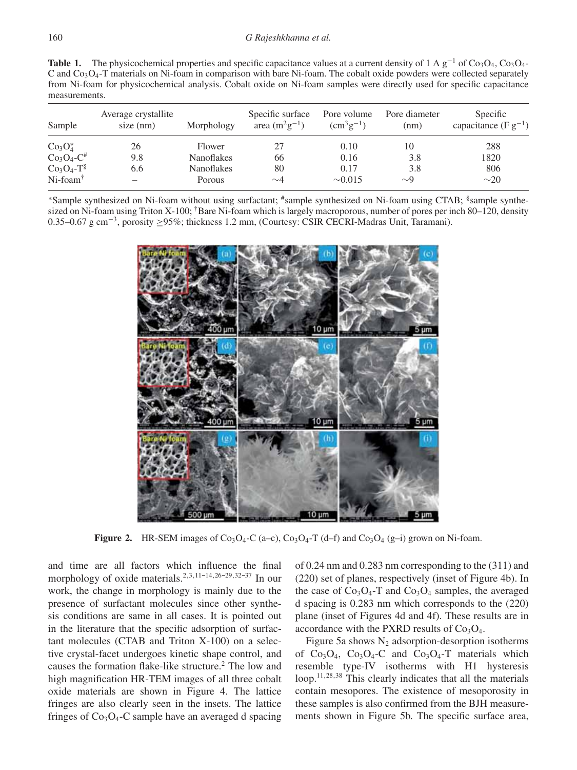**Table 1.** The physicochemical properties and specific capacitance values at a current density of 1 A $g^{-1}$ of $Co_3O_4$, $Co_3O_4$-C and $Co_3O_4$-T materials on Ni-foam in comparison with bare Ni-foam. The cobalt oxide powders were collected separately from Ni-foam for physicochemical analysis. Cobalt oxide on Ni-foam samples were directly used for specific capacitance measurements.

| Sample | Average crystallite size (nm) | Morphology | Specific surface area ($m^2g^{-1}$) | Pore volume ($cm^3g^{-1}$) | Pore diameter (nm) | Specific capacitance (F $g^{-1}$) |
|---|---|---|---|---|---|---|
| $Co_3O_4^*$ | 26 | Flower | 27 | 0.10 | 10 | 288 |
| $Co_3O_4$-C# | 9.8 | Nanoflakes | 66 | 0.16 | 3.8 | 1820 |
| $Co_3O_4$-T§ | 6.6 | Nanoflakes | 80 | 0.17 | 3.8 | 806 |
| Ni-foam† | – | Porous | ∼4 | ∼0.015 | ∼9 | ∼20 |

*Sample synthesized on Ni-foam without using surfactant; #sample synthesized on Ni-foam using CTAB; §sample synthesized on Ni-foam using Triton X-100; †Bare Ni-foam which is largely macroporous, number of pores per inch 80–120, density 0.35–0.67 g $cm^{-3}$, porosity ≥95%; thickness 1.2 mm, (Courtesy: CSIR CECRI-Madras Unit, Taramani).

**Figure 2.** HR-SEM images of $Co_3O_4$-C (a–c), $Co_3O_4$-T (d–f) and $Co_3O_4$ (g–i) grown on Ni-foam.

and time are all factors which influence the final morphology of oxide materials.[2,3,11–14,26–29,32–37] In our work, the change in morphology is mainly due to the presence of surfactant molecules since other synthesis conditions are same in all cases. It is pointed out in the literature that the specific adsorption of surfactant molecules (CTAB and Triton X-100) on a selective crystal-facet undergoes kinetic shape control, and causes the formation flake-like structure.[2] The low and high magnification HR-TEM images of all three cobalt oxide materials are shown in Figure 4. The lattice fringes are also clearly seen in the insets. The lattice fringes of $Co_3O_4$-C sample have an averaged d spacing of 0.24 nm and 0.283 nm corresponding to the (311) and (220) set of planes, respectively (inset of Figure 4b). In the case of $Co_3O_4$-T and $Co_3O_4$ samples, the averaged d spacing is 0.283 nm which corresponds to the (220) plane (inset of Figures 4d and 4f). These results are in accordance with the PXRD results of $Co_3O_4$.

Figure 5a shows $N_2$ adsorption-desorption isotherms of $Co_3O_4$, $Co_3O_4$-C and $Co_3O_4$-T materials which resemble type-IV isotherms with H1 hysteresis loop.[11,28,38] This clearly indicates that all the materials contain mesopores. The existence of mesoporosity in these samples is also confirmed from the BJH measurements shown in Figure 5b. The specific surface area,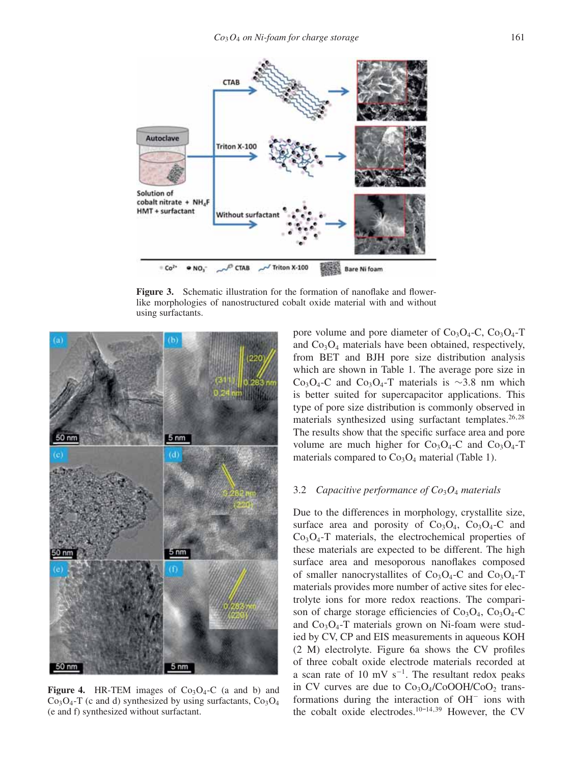**Figure 3.** Schematic illustration for the formation of nanoflake and flower-like morphologies of nanostructured cobalt oxide material with and without using surfactants.

**Figure 4.** HR-TEM images of $Co_3O_4$-C (a and b) and $Co_3O_4$-T (c and d) synthesized by using surfactants, $Co_3O_4$ (e and f) synthesized without surfactant.

pore volume and pore diameter of $Co_3O_4$-C, $Co_3O_4$-T and $Co_3O_4$ materials have been obtained, respectively, from BET and BJH pore size distribution analysis which are shown in Table 1. The average pore size in $Co_3O_4$-C and $Co_3O_4$-T materials is ~3.8 nm which is better suited for supercapacitor applications. This type of pore size distribution is commonly observed in materials synthesized using surfactant templates.[26,28] The results show that the specific surface area and pore volume are much higher for $Co_3O_4$-C and $Co_3O_4$-T materials compared to $Co_3O_4$ material (Table 1).

### 3.2 *Capacitive performance of $Co_3O_4$ materials*

Due to the differences in morphology, crystallite size, surface area and porosity of $Co_3O_4$, $Co_3O_4$-C and $Co_3O_4$-T materials, the electrochemical properties of these materials are expected to be different. The high surface area and mesoporous nanoflakes composed of smaller nanocrystallites of $Co_3O_4$-C and $Co_3O_4$-T materials provides more number of active sites for electrolyte ions for more redox reactions. The comparison of charge storage efficiencies of $Co_3O_4$, $Co_3O_4$-C and $Co_3O_4$-T materials grown on Ni-foam were studied by CV, CP and EIS measurements in aqueous KOH (2 M) electrolyte. Figure 6a shows the CV profiles of three cobalt oxide electrode materials recorded at a scan rate of 10 mV $s^{-1}$. The resultant redox peaks in CV curves are due to $Co_3O_4$/CoOOH/$CoO_2$ transformations during the interaction of $OH^-$ ions with the cobalt oxide electrodes.[10–14,39] However, the CV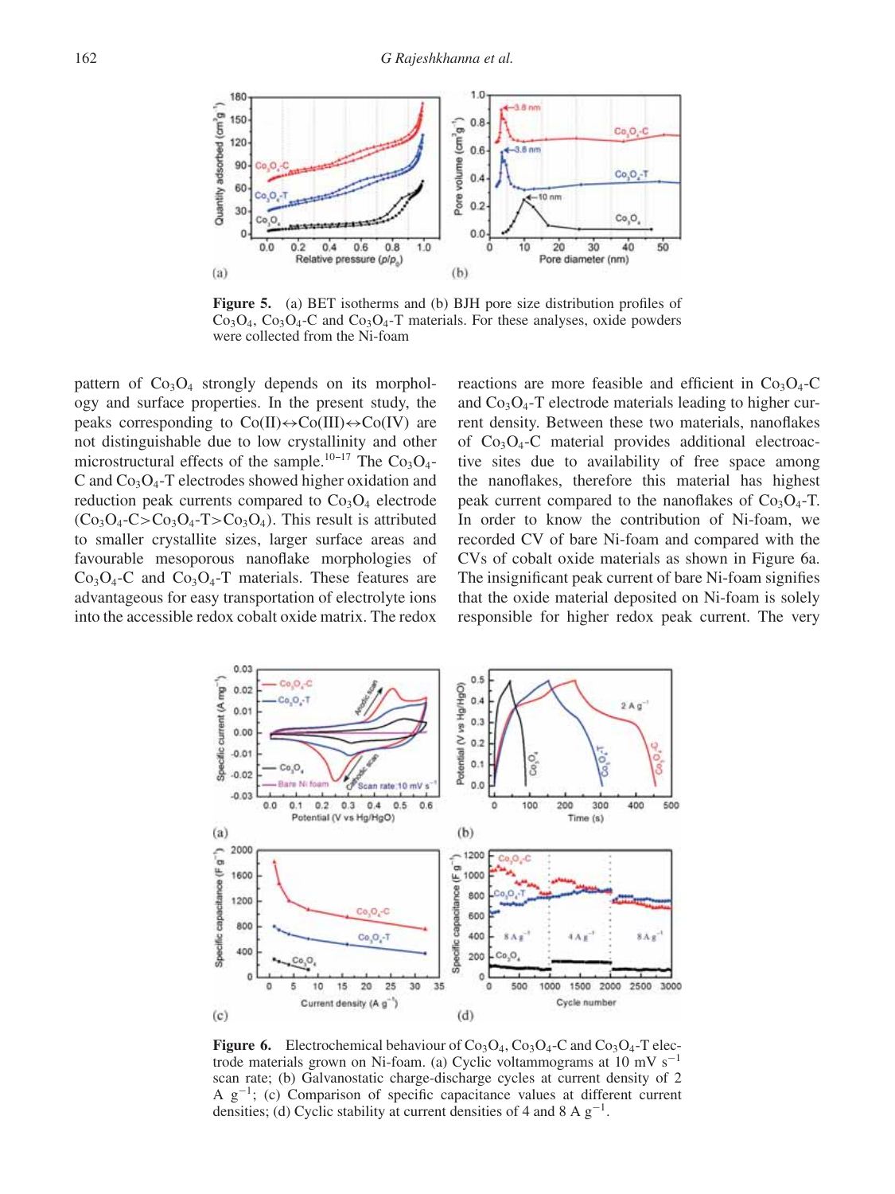**Figure 5.** (a) BET isotherms and (b) BJH pore size distribution profiles of $Co_3O_4$, $Co_3O_4$-C and $Co_3O_4$-T materials. For these analyses, oxide powders were collected from the Ni-foam

pattern of $Co_3O_4$ strongly depends on its morphology and surface properties. In the present study, the peaks corresponding to $Co(II) \leftrightarrow Co(III) \leftrightarrow Co(IV)$ are not distinguishable due to low crystallinity and other microstructural effects of the sample.[10–17] The $Co_3O_4$-C and $Co_3O_4$-T electrodes showed higher oxidation and reduction peak currents compared to $Co_3O_4$ electrode ($Co_3O_4$-C>$Co_3O_4$-T>$Co_3O_4$). This result is attributed to smaller crystallite sizes, larger surface areas and favourable mesoporous nanoflake morphologies of $Co_3O_4$-C and $Co_3O_4$-T materials. These features are advantageous for easy transportation of electrolyte ions into the accessible redox cobalt oxide matrix. The redox reactions are more feasible and efficient in $Co_3O_4$-C and $Co_3O_4$-T electrode materials leading to higher current density. Between these two materials, nanoflakes of $Co_3O_4$-C material provides additional electroactive sites due to availability of free space among the nanoflakes, therefore this material has highest peak current compared to the nanoflakes of $Co_3O_4$-T. In order to know the contribution of Ni-foam, we recorded CV of bare Ni-foam and compared with the CVs of cobalt oxide materials as shown in Figure 6a. The insignificant peak current of bare Ni-foam signifies that the oxide material deposited on Ni-foam is solely responsible for higher redox peak current. The very

**Figure 6.** Electrochemical behaviour of $Co_3O_4$, $Co_3O_4$-C and $Co_3O_4$-T electrode materials grown on Ni-foam. (a) Cyclic voltammograms at 10 mV $s^{-1}$ scan rate; (b) Galvanostatic charge-discharge cycles at current density of 2 A $g^{-1}$; (c) Comparison of specific capacitance values at different current densities; (d) Cyclic stability at current densities of 4 and 8 A $g^{-1}$.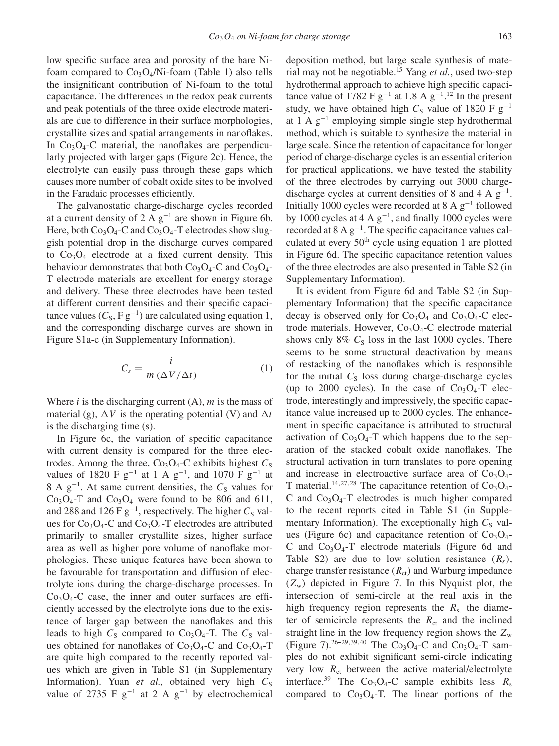low specific surface area and porosity of the bare Ni-foam compared to $Co_3O_4$/Ni-foam (Table 1) also tells the insignificant contribution of Ni-foam to the total capacitance. The differences in the redox peak currents and peak potentials of the three oxide electrode materials are due to difference in their surface morphologies, crystallite sizes and spatial arrangements in nanoflakes. In $Co_3O_4$-C material, the nanoflakes are perpendicularly projected with larger gaps (Figure 2c). Hence, the electrolyte can easily pass through these gaps which causes more number of cobalt oxide sites to be involved in the Faradaic processes efficiently.

The galvanostatic charge-discharge cycles recorded at a current density of 2 A $g^{-1}$ are shown in Figure 6b. Here, both $Co_3O_4$-C and $Co_3O_4$-T electrodes show sluggish potential drop in the discharge curves compared to $Co_3O_4$ electrode at a fixed current density. This behaviour demonstrates that both $Co_3O_4$-C and $Co_3O_4$-T electrode materials are excellent for energy storage and delivery. These three electrodes have been tested at different current densities and their specific capacitance values ($C_S$, F $g^{-1}$) are calculated using equation 1, and the corresponding discharge curves are shown in Figure S1a-c (in Supplementary Information).

$$C_s = \frac{i}{m\,(\Delta V/\Delta t)} \qquad (1)$$

Where $i$ is the discharging current (A), $m$ is the mass of material (g), $\Delta V$ is the operating potential (V) and $\Delta t$ is the discharging time (s).

In Figure 6c, the variation of specific capacitance with current density is compared for the three electrodes. Among the three, $Co_3O_4$-C exhibits highest $C_S$ values of 1820 F $g^{-1}$ at 1 A $g^{-1}$, and 1070 F $g^{-1}$ at 8 A $g^{-1}$. At same current densities, the $C_S$ values for $Co_3O_4$-T and $Co_3O_4$ were found to be 806 and 611, and 288 and 126 F $g^{-1}$, respectively. The higher $C_S$ values for $Co_3O_4$-C and $Co_3O_4$-T electrodes are attributed primarily to smaller crystallite sizes, higher surface area as well as higher pore volume of nanoflake morphologies. These unique features have been shown to be favourable for transportation and diffusion of electrolyte ions during the charge-discharge processes. In $Co_3O_4$-C case, the inner and outer surfaces are efficiently accessed by the electrolyte ions due to the existence of larger gap between the nanoflakes and this leads to high $C_S$ compared to $Co_3O_4$-T. The $C_S$ values obtained for nanoflakes of $Co_3O_4$-C and $Co_3O_4$-T are quite high compared to the recently reported values which are given in Table S1 (in Supplementary Information). Yuan *et al.*, obtained very high $C_S$ value of 2735 F $g^{-1}$ at 2 A $g^{-1}$ by electrochemical deposition method, but large scale synthesis of material may not be negotiable.[15] Yang *et al.*, used two-step hydrothermal approach to achieve high specific capacitance value of 1782 F $g^{-1}$ at 1.8 A $g^{-1}$.[12] In the present study, we have obtained high $C_S$ value of 1820 F $g^{-1}$ at 1 A $g^{-1}$ employing simple single step hydrothermal method, which is suitable to synthesize the material in large scale. Since the retention of capacitance for longer period of charge-discharge cycles is an essential criterion for practical applications, we have tested the stability of the three electrodes by carrying out 3000 charge-discharge cycles at current densities of 8 and 4 A $g^{-1}$. Initially 1000 cycles were recorded at 8 A $g^{-1}$ followed by 1000 cycles at 4 A $g^{-1}$, and finally 1000 cycles were recorded at 8 A $g^{-1}$. The specific capacitance values calculated at every 50th cycle using equation 1 are plotted in Figure 6d. The specific capacitance retention values of the three electrodes are also presented in Table S2 (in Supplementary Information).

It is evident from Figure 6d and Table S2 (in Supplementary Information) that the specific capacitance decay is observed only for $Co_3O_4$ and $Co_3O_4$-C electrode materials. However, $Co_3O_4$-C electrode material shows only 8% $C_S$ loss in the last 1000 cycles. There seems to be some structural deactivation by means of restacking of the nanoflakes which is responsible for the initial $C_S$ loss during charge-discharge cycles (up to 2000 cycles). In the case of $Co_3O_4$-T electrode, interestingly and impressively, the specific capacitance value increased up to 2000 cycles. The enhancement in specific capacitance is attributed to structural activation of $Co_3O_4$-T which happens due to the separation of the stacked cobalt oxide nanoflakes. The structural activation in turn translates to pore opening and increase in electroactive surface area of $Co_3O_4$-T material.[14,27,28] The capacitance retention of $Co_3O_4$-C and $Co_3O_4$-T electrodes is much higher compared to the recent reports cited in Table S1 (in Supplementary Information). The exceptionally high $C_S$ values (Figure 6c) and capacitance retention of $Co_3O_4$-C and $Co_3O_4$-T electrode materials (Figure 6d and Table S2) are due to low solution resistance ($R_s$), charge transfer resistance ($R_{ct}$) and Warburg impedance ($Z_w$) depicted in Figure 7. In this Nyquist plot, the intersection of semi-circle at the real axis in the high frequency region represents the $R_s$, the diameter of semicircle represents the $R_{ct}$ and the inclined straight line in the low frequency region shows the $Z_w$ (Figure 7).[26–29,39,40] The $Co_3O_4$-C and $Co_3O_4$-T samples do not exhibit significant semi-circle indicating very low $R_{ct}$ between the active material/electrolyte interface.[39] The $Co_3O_4$-C sample exhibits less $R_s$ compared to $Co_3O_4$-T. The linear portions of the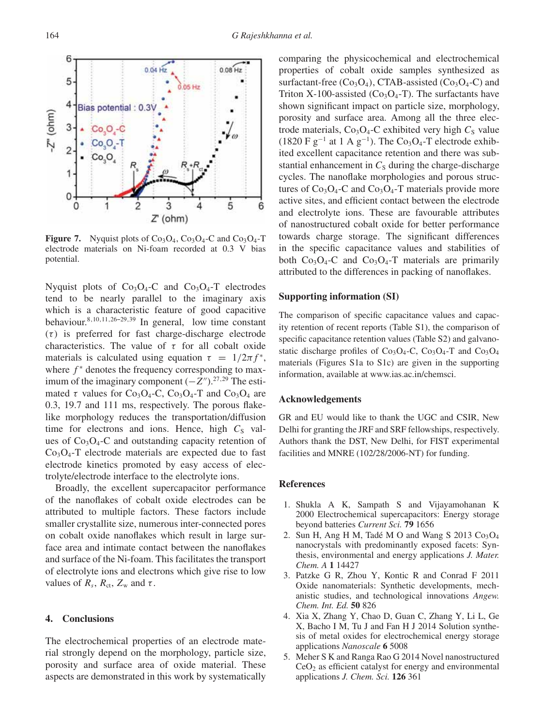**Figure 7.** Nyquist plots of $Co_3O_4$, $Co_3O_4$-C and $Co_3O_4$-T electrode materials on Ni-foam recorded at 0.3 V bias potential.

Nyquist plots of $Co_3O_4$-C and $Co_3O_4$-T electrodes tend to be nearly parallel to the imaginary axis which is a characteristic feature of good capacitive behaviour.[8,10,11,26–29,39] In general, low time constant ($\tau$) is preferred for fast charge-discharge electrode characteristics. The value of $\tau$ for all cobalt oxide materials is calculated using equation $\tau = 1/2\pi f^*$, where $f^*$ denotes the frequency corresponding to maximum of the imaginary component ($-Z''$).[27,29] The estimated $\tau$ values for $Co_3O_4$-C, $Co_3O_4$-T and $Co_3O_4$ are 0.3, 19.7 and 111 ms, respectively. The porous flake-like morphology reduces the transportation/diffusion time for electrons and ions. Hence, high $C_S$ values of $Co_3O_4$-C and outstanding capacity retention of $Co_3O_4$-T electrode materials are expected due to fast electrode kinetics promoted by easy access of electrolyte/electrode interface to the electrolyte ions.

Broadly, the excellent supercapacitor performance of the nanoflakes of cobalt oxide electrodes can be attributed to multiple factors. These factors include smaller crystallite size, numerous inter-connected pores on cobalt oxide nanoflakes which result in large surface area and intimate contact between the nanoflakes and surface of the Ni-foam. This facilitates the transport of electrolyte ions and electrons which give rise to low values of $R_s$, $R_{ct}$, $Z_w$ and $\tau$.

## 4. Conclusions

The electrochemical properties of an electrode material strongly depend on the morphology, particle size, porosity and surface area of oxide material. These aspects are demonstrated in this work by systematically comparing the physicochemical and electrochemical properties of cobalt oxide samples synthesized as surfactant-free ($Co_3O_4$), CTAB-assisted ($Co_3O_4$-C) and Triton X-100-assisted ($Co_3O_4$-T). The surfactants have shown significant impact on particle size, morphology, porosity and surface area. Among all the three electrode materials, $Co_3O_4$-C exhibited very high $C_S$ value (1820 F $g^{-1}$ at 1 A $g^{-1}$). The $Co_3O_4$-T electrode exhibited excellent capacitance retention and there was substantial enhancement in $C_S$ during the charge-discharge cycles. The nanoflake morphologies and porous structures of $Co_3O_4$-C and $Co_3O_4$-T materials provide more active sites, and efficient contact between the electrode and electrolyte ions. These are favourable attributes of nanostructured cobalt oxide for better performance towards charge storage. The significant differences in the specific capacitance values and stabilities of both $Co_3O_4$-C and $Co_3O_4$-T materials are primarily attributed to the differences in packing of nanoflakes.

## Supporting information (SI)

The comparison of specific capacitance values and capacity retention of recent reports (Table S1), the comparison of specific capacitance retention values (Table S2) and galvanostatic discharge profiles of $Co_3O_4$-C, $Co_3O_4$-T and $Co_3O_4$ materials (Figures S1a to S1c) are given in the supporting information, available at www.ias.ac.in/chemsci.

## Acknowledgements

GR and EU would like to thank the UGC and CSIR, New Delhi for granting the JRF and SRF fellowships, respectively. Authors thank the DST, New Delhi, for FIST experimental facilities and MNRE (102/28/2006-NT) for funding.

## References

1. Shukla A K, Sampath S and Vijayamohanan K 2000 Electrochemical supercapacitors: Energy storage beyond batteries *Current Sci.* **79** 1656
2. Sun H, Ang H M, Tadé M O and Wang S 2013 $Co_3O_4$ nanocrystals with predominantly exposed facets: Synthesis, environmental and energy applications *J. Mater. Chem. A* **1** 14427
3. Patzke G R, Zhou Y, Kontic R and Conrad F 2011 Oxide nanomaterials: Synthetic developments, mechanistic studies, and technological innovations *Angew. Chem. Int. Ed.* **50** 826
4. Xia X, Zhang Y, Chao D, Guan C, Zhang Y, Li L, Ge X, Bacho I M, Tu J and Fan H J 2014 Solution synthesis of metal oxides for electrochemical energy storage applications *Nanoscale* **6** 5008
5. Meher S K and Ranga Rao G 2014 Novel nanostructured $CeO_2$ as efficient catalyst for energy and environmental applications *J. Chem. Sci.* **126** 361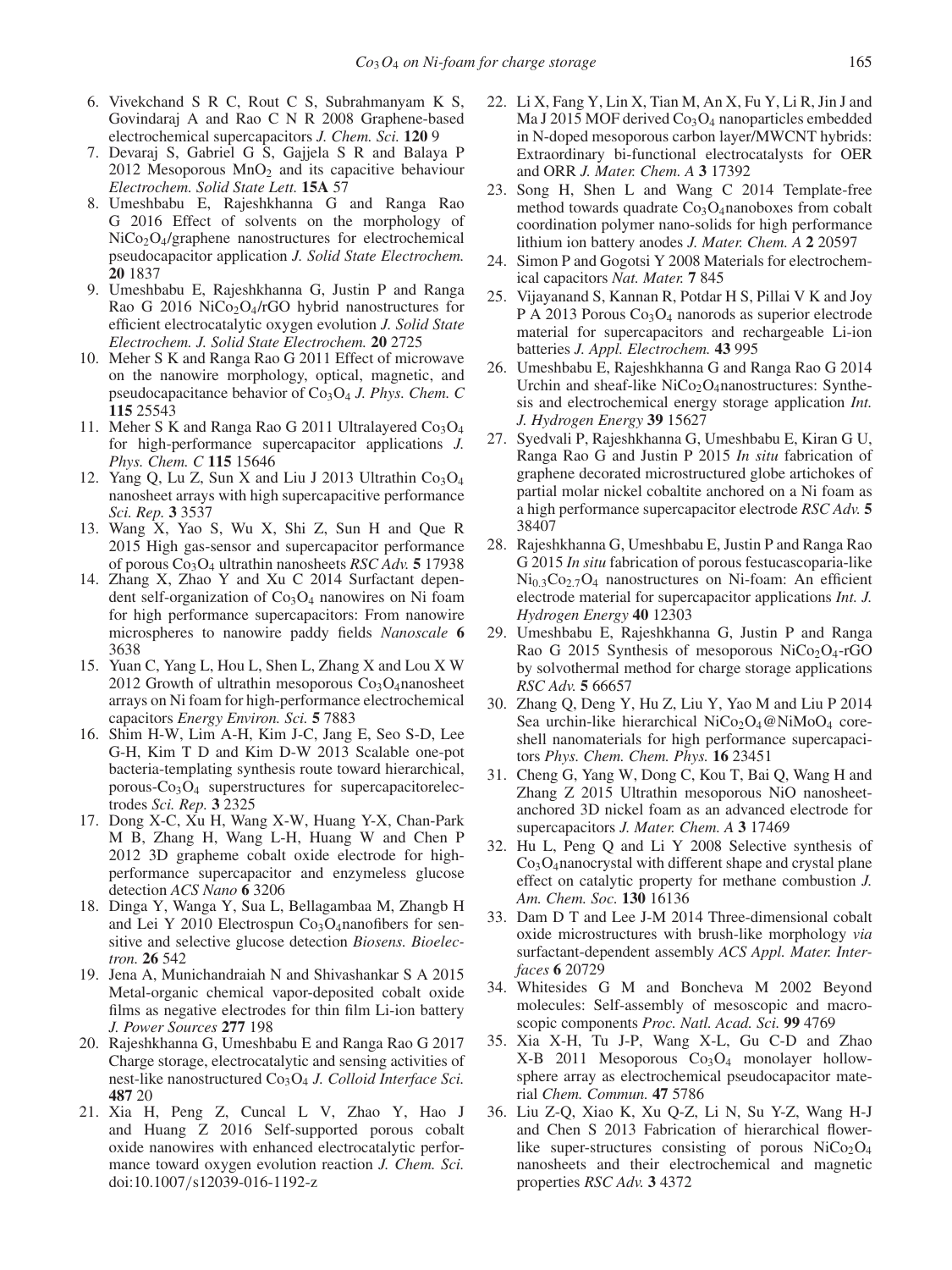6. Vivekchand S R C, Rout C S, Subrahmanyam K S, Govindaraj A and Rao C N R 2008 Graphene-based electrochemical supercapacitors *J. Chem. Sci.* **120** 9
7. Devaraj S, Gabriel G S, Gajjela S R and Balaya P 2012 Mesoporous $MnO_2$ and its capacitive behaviour *Electrochem. Solid State Lett.* **15A** 57
8. Umeshbabu E, Rajeshkhanna G and Ranga Rao G 2016 Effect of solvents on the morphology of $NiCo_2O_4$/graphene nanostructures for electrochemical pseudocapacitor application *J. Solid State Electrochem.* **20** 1837
9. Umeshbabu E, Rajeshkhanna G, Justin P and Ranga Rao G 2016 $NiCo_2O_4$/rGO hybrid nanostructures for efficient electrocatalytic oxygen evolution *J. Solid State Electrochem. J. Solid State Electrochem.* **20** 2725
10. Meher S K and Ranga Rao G 2011 Effect of microwave on the nanowire morphology, optical, magnetic, and pseudocapacitance behavior of $Co_3O_4$ *J. Phys. Chem. C* **115** 25543
11. Meher S K and Ranga Rao G 2011 Ultralayered $Co_3O_4$ for high-performance supercapacitor applications *J. Phys. Chem. C* **115** 15646
12. Yang Q, Lu Z, Sun X and Liu J 2013 Ultrathin $Co_3O_4$ nanosheet arrays with high supercapacitive performance *Sci. Rep.* **3** 3537
13. Wang X, Yao S, Wu X, Shi Z, Sun H and Que R 2015 High gas-sensor and supercapacitor performance of porous $Co_3O_4$ ultrathin nanosheets *RSC Adv.* **5** 17938
14. Zhang X, Zhao Y and Xu C 2014 Surfactant dependent self-organization of $Co_3O_4$ nanowires on Ni foam for high performance supercapacitors: From nanowire microspheres to nanowire paddy fields *Nanoscale* **6** 3638
15. Yuan C, Yang L, Hou L, Shen L, Zhang X and Lou X W 2012 Growth of ultrathin mesoporous $Co_3O_4$nanosheet arrays on Ni foam for high-performance electrochemical capacitors *Energy Environ. Sci.* **5** 7883
16. Shim H-W, Lim A-H, Kim J-C, Jang E, Seo S-D, Lee G-H, Kim T D and Kim D-W 2013 Scalable one-pot bacteria-templating synthesis route toward hierarchical, porous-$Co_3O_4$ superstructures for supercapacitorelectrodes *Sci. Rep.* **3** 2325
17. Dong X-C, Xu H, Wang X-W, Huang Y-X, Chan-Park M B, Zhang H, Wang L-H, Huang W and Chen P 2012 3D grapheme cobalt oxide electrode for high-performance supercapacitor and enzymeless glucose detection *ACS Nano* **6** 3206
18. Dinga Y, Wanga Y, Sua L, Bellagambaa M, Zhangb H and Lei Y 2010 Electrospun $Co_3O_4$nanofibers for sensitive and selective glucose detection *Biosens. Bioelectron.* **26** 542
19. Jena A, Munichandraiah N and Shivashankar S A 2015 Metal-organic chemical vapor-deposited cobalt oxide films as negative electrodes for thin film Li-ion battery *J. Power Sources* **277** 198
20. Rajeshkhanna G, Umeshbabu E and Ranga Rao G 2017 Charge storage, electrocatalytic and sensing activities of nest-like nanostructured $Co_3O_4$ *J. Colloid Interface Sci.* **487** 20
21. Xia H, Peng Z, Cuncal L V, Zhao Y, Hao J and Huang Z 2016 Self-supported porous cobalt oxide nanowires with enhanced electrocatalytic performance toward oxygen evolution reaction *J. Chem. Sci.* doi:10.1007/s12039-016-1192-z
22. Li X, Fang Y, Lin X, Tian M, An X, Fu Y, Li R, Jin J and Ma J 2015 MOF derived $Co_3O_4$ nanoparticles embedded in N-doped mesoporous carbon layer/MWCNT hybrids: Extraordinary bi-functional electrocatalysts for OER and ORR *J. Mater. Chem. A* **3** 17392
23. Song H, Shen L and Wang C 2014 Template-free method towards quadrate $Co_3O_4$nanoboxes from cobalt coordination polymer nano-solids for high performance lithium ion battery anodes *J. Mater. Chem. A* **2** 20597
24. Simon P and Gogotsi Y 2008 Materials for electrochemical capacitors *Nat. Mater.* **7** 845
25. Vijayanand S, Kannan R, Potdar H S, Pillai V K and Joy P A 2013 Porous $Co_3O_4$ nanorods as superior electrode material for supercapacitors and rechargeable Li-ion batteries *J. Appl. Electrochem.* **43** 995
26. Umeshbabu E, Rajeshkhanna G and Ranga Rao G 2014 Urchin and sheaf-like $NiCo_2O_4$nanostructures: Synthesis and electrochemical energy storage application *Int. J. Hydrogen Energy* **39** 15627
27. Syedvali P, Rajeshkhanna G, Umeshbabu E, Kiran G U, Ranga Rao G and Justin P 2015 *In situ* fabrication of graphene decorated microstructured globe artichokes of partial molar nickel cobaltite anchored on a Ni foam as a high performance supercapacitor electrode *RSC Adv.* **5** 38407
28. Rajeshkhanna G, Umeshbabu E, Justin P and Ranga Rao G 2015 *In situ* fabrication of porous festucascoparia-like $Ni_{0.3}Co_{2.7}O_4$ nanostructures on Ni-foam: An efficient electrode material for supercapacitor applications *Int. J. Hydrogen Energy* **40** 12303
29. Umeshbabu E, Rajeshkhanna G, Justin P and Ranga Rao G 2015 Synthesis of mesoporous $NiCo_2O_4$-rGO by solvothermal method for charge storage applications *RSC Adv.* **5** 66657
30. Zhang Q, Deng Y, Hu Z, Liu Y, Yao M and Liu P 2014 Sea urchin-like hierarchical $NiCo_2O_4$@$NiMoO_4$ core-shell nanomaterials for high performance supercapacitors *Phys. Chem. Chem. Phys.* **16** 23451
31. Cheng G, Yang W, Dong C, Kou T, Bai Q, Wang H and Zhang Z 2015 Ultrathin mesoporous NiO nanosheet-anchored 3D nickel foam as an advanced electrode for supercapacitors *J. Mater. Chem. A* **3** 17469
32. Hu L, Peng Q and Li Y 2008 Selective synthesis of $Co_3O_4$nanocrystal with different shape and crystal plane effect on catalytic property for methane combustion *J. Am. Chem. Soc.* **130** 16136
33. Dam D T and Lee J-M 2014 Three-dimensional cobalt oxide microstructures with brush-like morphology *via* surfactant-dependent assembly *ACS Appl. Mater. Interfaces* **6** 20729
34. Whitesides G M and Boncheva M 2002 Beyond molecules: Self-assembly of mesoscopic and macroscopic components *Proc. Natl. Acad. Sci.* **99** 4769
35. Xia X-H, Tu J-P, Wang X-L, Gu C-D and Zhao X-B 2011 Mesoporous $Co_3O_4$ monolayer hollow-sphere array as electrochemical pseudocapacitor material *Chem. Commun.* **47** 5786
36. Liu Z-Q, Xiao K, Xu Q-Z, Li N, Su Y-Z, Wang H-J and Chen S 2013 Fabrication of hierarchical flower-like super-structures consisting of porous $NiCo_2O_4$ nanosheets and their electrochemical and magnetic properties *RSC Adv.* **3** 4372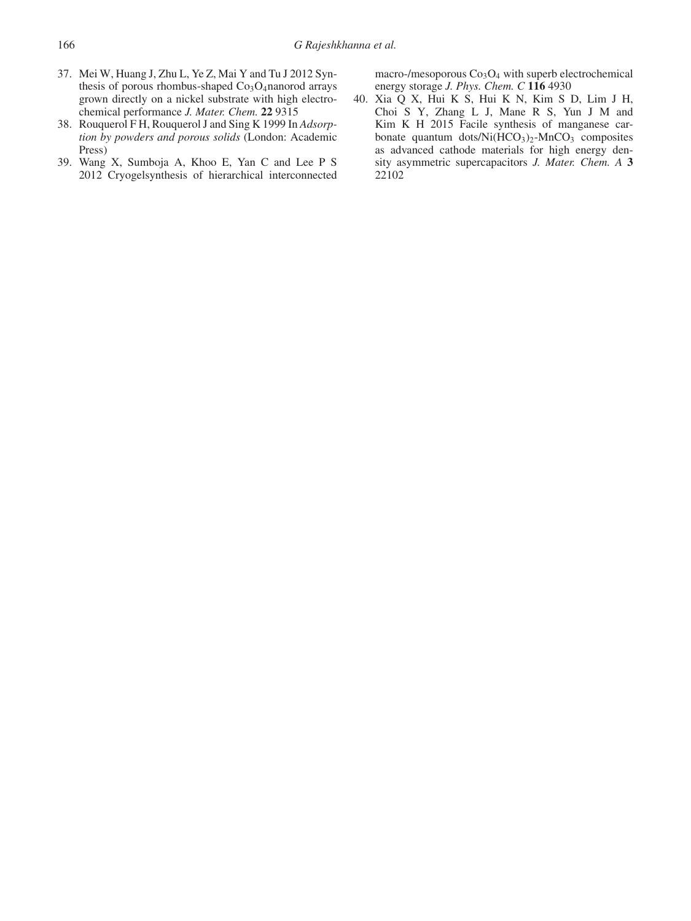37. Mei W, Huang J, Zhu L, Ye Z, Mai Y and Tu J 2012 Synthesis of porous rhombus-shaped $Co_3O_4$nanorod arrays grown directly on a nickel substrate with high electrochemical performance *J. Mater. Chem.* **22** 9315
38. Rouquerol F H, Rouquerol J and Sing K 1999 In *Adsorption by powders and porous solids* (London: Academic Press)
39. Wang X, Sumboja A, Khoo E, Yan C and Lee P S 2012 Cryogelsynthesis of hierarchical interconnected macro-/mesoporous $Co_3O_4$ with superb electrochemical energy storage *J. Phys. Chem. C* **116** 4930
40. Xia Q X, Hui K S, Hui K N, Kim S D, Lim J H, Choi S Y, Zhang L J, Mane R S, Yun J M and Kim K H 2015 Facile synthesis of manganese carbonate quantum dots/$Ni(HCO_3)_2$-$MnCO_3$ composites as advanced cathode materials for high energy density asymmetric supercapacitors *J. Mater. Chem. A* **3** 22102